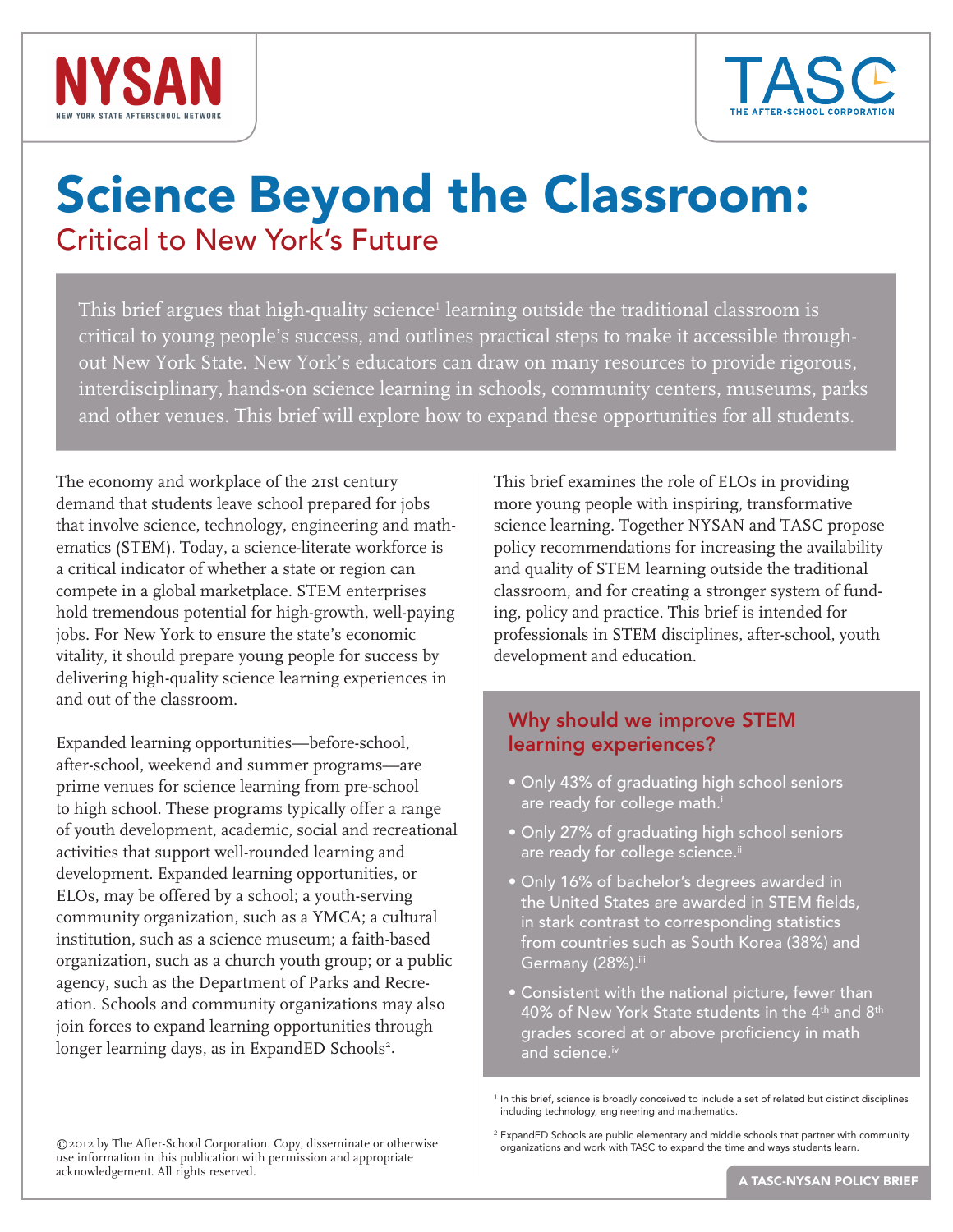NYSAN

NEW YORK STATE AFTERSCHOOL NETWORK

TASC

THE AFTER-SCHOOL CORPORATION

# Science Beyond the Classroom:

## Critical to New York's Future

This brief argues that high-quality science[1] learning outside the traditional classroom is critical to young people's success, and outlines practical steps to make it accessible throughout New York State. New York's educators can draw on many resources to provide rigorous, interdisciplinary, hands-on science learning in schools, community centers, museums, parks and other venues. This brief will explore how to expand these opportunities for all students.

The economy and workplace of the 21st century demand that students leave school prepared for jobs that involve science, technology, engineering and mathematics (STEM). Today, a science-literate workforce is a critical indicator of whether a state or region can compete in a global marketplace. STEM enterprises hold tremendous potential for high-growth, well-paying jobs. For New York to ensure the state's economic vitality, it should prepare young people for success by delivering high-quality science learning experiences in and out of the classroom.

Expanded learning opportunities—before-school, after-school, weekend and summer programs—are prime venues for science learning from pre-school to high school. These programs typically offer a range of youth development, academic, social and recreational activities that support well-rounded learning and development. Expanded learning opportunities, or ELOs, may be offered by a school; a youth-serving community organization, such as a YMCA; a cultural institution, such as a science museum; a faith-based organization, such as a church youth group; or a public agency, such as the Department of Parks and Recreation. Schools and community organizations may also join forces to expand learning opportunities through longer learning days, as in ExpandED Schools[2].

This brief examines the role of ELOs in providing more young people with inspiring, transformative science learning. Together NYSAN and TASC propose policy recommendations for increasing the availability and quality of STEM learning outside the traditional classroom, and for creating a stronger system of funding, policy and practice. This brief is intended for professionals in STEM disciplines, after-school, youth development and education.

### Why should we improve STEM learning experiences?

- Only 43% of graduating high school seniors are ready for college math.[i]
- Only 27% of graduating high school seniors are ready for college science.[ii]
- Only 16% of bachelor's degrees awarded in the United States are awarded in STEM fields, in stark contrast to corresponding statistics from countries such as South Korea (38%) and Germany (28%).[iii]
- Consistent with the national picture, fewer than 40% of New York State students in the 4th and 8th grades scored at or above proficiency in math and science.[iv]

[1] In this brief, science is broadly conceived to include a set of related but distinct disciplines including technology, engineering and mathematics.

[2] ExpandED Schools are public elementary and middle schools that partner with community organizations and work with TASC to expand the time and ways students learn.

©2012 by The After-School Corporation. Copy, disseminate or otherwise use information in this publication with permission and appropriate acknowledgement. All rights reserved.

A TASC-NYSAN POLICY BRIEF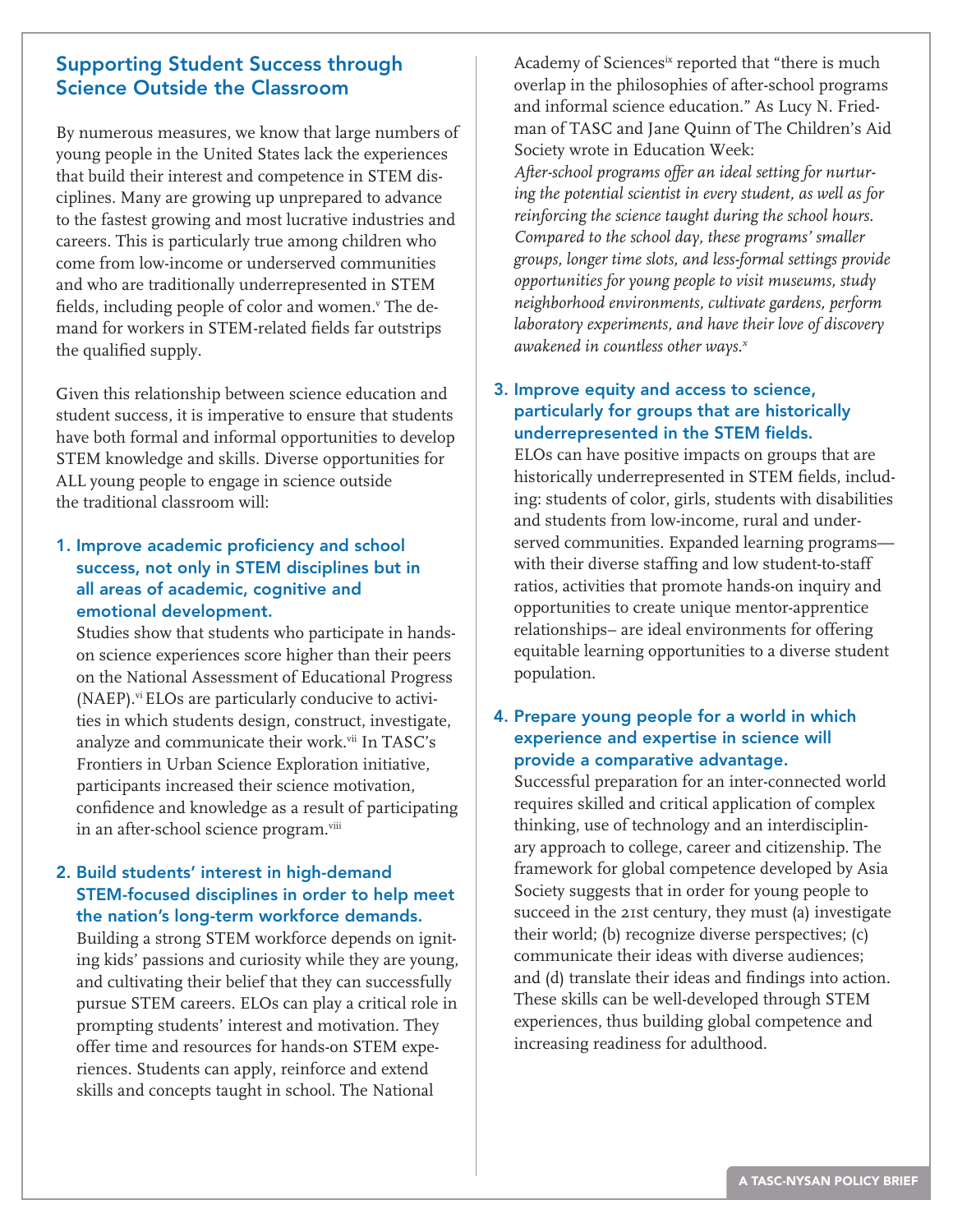## Supporting Student Success through Science Outside the Classroom

By numerous measures, we know that large numbers of young people in the United States lack the experiences that build their interest and competence in STEM disciplines. Many are growing up unprepared to advance to the fastest growing and most lucrative industries and careers. This is particularly true among children who come from low-income or underserved communities and who are traditionally underrepresented in STEM fields, including people of color and women.[v] The demand for workers in STEM-related fields far outstrips the qualified supply.

Given this relationship between science education and student success, it is imperative to ensure that students have both formal and informal opportunities to develop STEM knowledge and skills. Diverse opportunities for ALL young people to engage in science outside the traditional classroom will:

### 1. Improve academic proficiency and school success, not only in STEM disciplines but in all areas of academic, cognitive and emotional development.

Studies show that students who participate in hands-on science experiences score higher than their peers on the National Assessment of Educational Progress (NAEP).[vi] ELOs are particularly conducive to activities in which students design, construct, investigate, analyze and communicate their work.[vii] In TASC's Frontiers in Urban Science Exploration initiative, participants increased their science motivation, confidence and knowledge as a result of participating in an after-school science program.[viii]

### 2. Build students' interest in high-demand STEM-focused disciplines in order to help meet the nation's long-term workforce demands.

Building a strong STEM workforce depends on igniting kids' passions and curiosity while they are young, and cultivating their belief that they can successfully pursue STEM careers. ELOs can play a critical role in prompting students' interest and motivation. They offer time and resources for hands-on STEM experiences. Students can apply, reinforce and extend skills and concepts taught in school. The National Academy of Sciences[ix] reported that "there is much overlap in the philosophies of after-school programs and informal science education." As Lucy N. Friedman of TASC and Jane Quinn of The Children's Aid Society wrote in Education Week:

*After-school programs offer an ideal setting for nurturing the potential scientist in every student, as well as for reinforcing the science taught during the school hours. Compared to the school day, these programs' smaller groups, longer time slots, and less-formal settings provide opportunities for young people to visit museums, study neighborhood environments, cultivate gardens, perform laboratory experiments, and have their love of discovery awakened in countless other ways.*[x]

### 3. Improve equity and access to science, particularly for groups that are historically underrepresented in the STEM fields.

ELOs can have positive impacts on groups that are historically underrepresented in STEM fields, including: students of color, girls, students with disabilities and students from low-income, rural and underserved communities. Expanded learning programs—with their diverse staffing and low student-to-staff ratios, activities that promote hands-on inquiry and opportunities to create unique mentor-apprentice relationships– are ideal environments for offering equitable learning opportunities to a diverse student population.

### 4. Prepare young people for a world in which experience and expertise in science will provide a comparative advantage.

Successful preparation for an inter-connected world requires skilled and critical application of complex thinking, use of technology and an interdisciplinary approach to college, career and citizenship. The framework for global competence developed by Asia Society suggests that in order for young people to succeed in the 21st century, they must (a) investigate their world; (b) recognize diverse perspectives; (c) communicate their ideas with diverse audiences; and (d) translate their ideas and findings into action. These skills can be well-developed through STEM experiences, thus building global competence and increasing readiness for adulthood.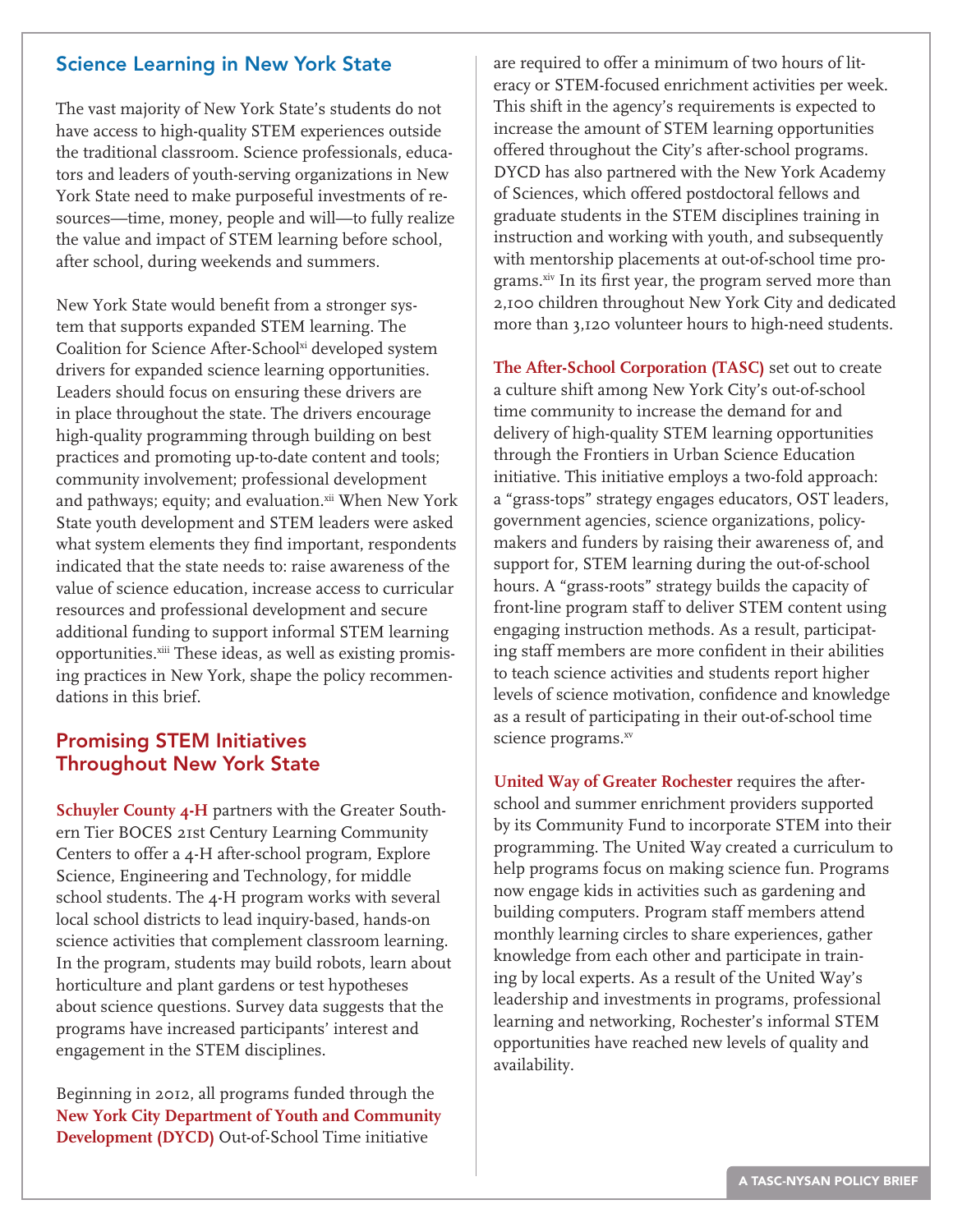## Science Learning in New York State

The vast majority of New York State's students do not have access to high-quality STEM experiences outside the traditional classroom. Science professionals, educators and leaders of youth-serving organizations in New York State need to make purposeful investments of resources—time, money, people and will—to fully realize the value and impact of STEM learning before school, after school, during weekends and summers.

New York State would benefit from a stronger system that supports expanded STEM learning. The Coalition for Science After-School[xi] developed system drivers for expanded science learning opportunities. Leaders should focus on ensuring these drivers are in place throughout the state. The drivers encourage high-quality programming through building on best practices and promoting up-to-date content and tools; community involvement; professional development and pathways; equity; and evaluation.[xii] When New York State youth development and STEM leaders were asked what system elements they find important, respondents indicated that the state needs to: raise awareness of the value of science education, increase access to curricular resources and professional development and secure additional funding to support informal STEM learning opportunities.[xiii] These ideas, as well as existing promising practices in New York, shape the policy recommendations in this brief.

## Promising STEM Initiatives Throughout New York State

**Schuyler County 4-H** partners with the Greater Southern Tier BOCES 21st Century Learning Community Centers to offer a 4-H after-school program, Explore Science, Engineering and Technology, for middle school students. The 4-H program works with several local school districts to lead inquiry-based, hands-on science activities that complement classroom learning. In the program, students may build robots, learn about horticulture and plant gardens or test hypotheses about science questions. Survey data suggests that the programs have increased participants' interest and engagement in the STEM disciplines.

Beginning in 2012, all programs funded through the **New York City Department of Youth and Community Development (DYCD)** Out-of-School Time initiative are required to offer a minimum of two hours of literacy or STEM-focused enrichment activities per week. This shift in the agency's requirements is expected to increase the amount of STEM learning opportunities offered throughout the City's after-school programs. DYCD has also partnered with the New York Academy of Sciences, which offered postdoctoral fellows and graduate students in the STEM disciplines training in instruction and working with youth, and subsequently with mentorship placements at out-of-school time programs.[xiv] In its first year, the program served more than 2,100 children throughout New York City and dedicated more than 3,120 volunteer hours to high-need students.

**The After-School Corporation (TASC)** set out to create a culture shift among New York City's out-of-school time community to increase the demand for and delivery of high-quality STEM learning opportunities through the Frontiers in Urban Science Education initiative. This initiative employs a two-fold approach: a "grass-tops" strategy engages educators, OST leaders, government agencies, science organizations, policymakers and funders by raising their awareness of, and support for, STEM learning during the out-of-school hours. A "grass-roots" strategy builds the capacity of front-line program staff to deliver STEM content using engaging instruction methods. As a result, participating staff members are more confident in their abilities to teach science activities and students report higher levels of science motivation, confidence and knowledge as a result of participating in their out-of-school time science programs.[xv]

**United Way of Greater Rochester** requires the after-school and summer enrichment providers supported by its Community Fund to incorporate STEM into their programming. The United Way created a curriculum to help programs focus on making science fun. Programs now engage kids in activities such as gardening and building computers. Program staff members attend monthly learning circles to share experiences, gather knowledge from each other and participate in training by local experts. As a result of the United Way's leadership and investments in programs, professional learning and networking, Rochester's informal STEM opportunities have reached new levels of quality and availability.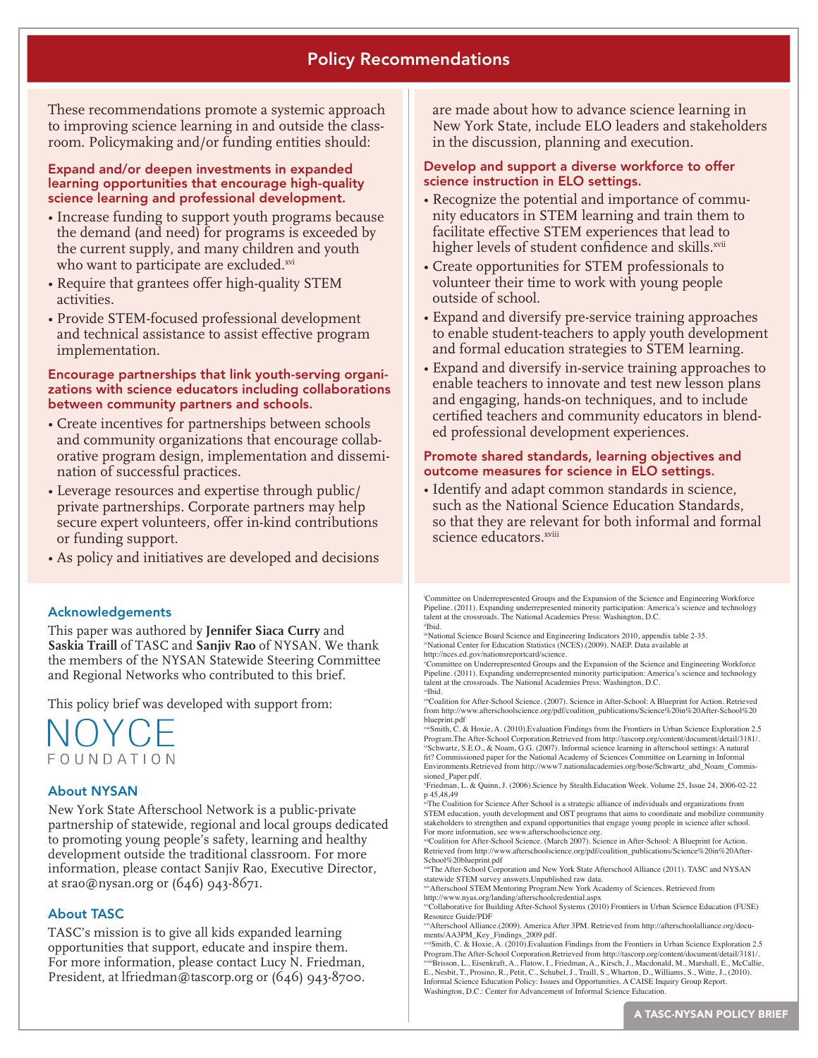## Policy Recommendations

These recommendations promote a systemic approach to improving science learning in and outside the classroom. Policymaking and/or funding entities should:

### Expand and/or deepen investments in expanded learning opportunities that encourage high-quality science learning and professional development.

- Increase funding to support youth programs because the demand (and need) for programs is exceeded by the current supply, and many children and youth who want to participate are excluded.[xvi]
- Require that grantees offer high-quality STEM activities.
- Provide STEM-focused professional development and technical assistance to assist effective program implementation.

### Encourage partnerships that link youth-serving organizations with science educators including collaborations between community partners and schools.

- Create incentives for partnerships between schools and community organizations that encourage collaborative program design, implementation and dissemination of successful practices.
- Leverage resources and expertise through public/private partnerships. Corporate partners may help secure expert volunteers, offer in-kind contributions or funding support.
- As policy and initiatives are developed and decisions are made about how to advance science learning in New York State, include ELO leaders and stakeholders in the discussion, planning and execution.

### Develop and support a diverse workforce to offer science instruction in ELO settings.

- Recognize the potential and importance of community educators in STEM learning and train them to facilitate effective STEM experiences that lead to higher levels of student confidence and skills.[xvii]
- Create opportunities for STEM professionals to volunteer their time to work with young people outside of school.
- Expand and diversify pre-service training approaches to enable student-teachers to apply youth development and formal education strategies to STEM learning.
- Expand and diversify in-service training approaches to enable teachers to innovate and test new lesson plans and engaging, hands-on techniques, and to include certified teachers and community educators in blended professional development experiences.

### Promote shared standards, learning objectives and outcome measures for science in ELO settings.

- Identify and adapt common standards in science, such as the National Science Education Standards, so that they are relevant for both informal and formal science educators.[xviii]

## Acknowledgements

This paper was authored by **Jennifer Siaca Curry** and **Saskia Traill** of TASC and **Sanjiv Rao** of NYSAN. We thank the members of the NYSAN Statewide Steering Committee and Regional Networks who contributed to this brief.

This policy brief was developed with support from:

NOYCE FOUNDATION

## About NYSAN

New York State Afterschool Network is a public-private partnership of statewide, regional and local groups dedicated to promoting young people's safety, learning and healthy development outside the traditional classroom. For more information, please contact Sanjiv Rao, Executive Director, at srao@nysan.org or (646) 943-8671.

## About TASC

TASC's mission is to give all kids expanded learning opportunities that support, educate and inspire them. For more information, please contact Lucy N. Friedman, President, at lfriedman@tascorp.org or (646) 943-8700.

---

[i] Committee on Underrepresented Groups and the Expansion of the Science and Engineering Workforce Pipeline. (2011). Expanding underrepresented minority participation: America's science and technology talent at the crossroads. The National Academies Press: Washington, D.C.

[ii] Ibid.

[iii] National Science Board Science and Engineering Indicators 2010, appendix table 2-35.

[iv] National Center for Education Statistics (NCES).(2009). NAEP. Data available at http://nces.ed.gov/nationsreportcard/science.

[v] Committee on Underrepresented Groups and the Expansion of the Science and Engineering Workforce Pipeline. (2011). Expanding underrepresented minority participation: America's science and technology talent at the crossroads. The National Academies Press: Washington, D.C.

[vi] Ibid.

[vii] Coalition for After-School Science. (2007). Science in After-School: A Blueprint for Action. Retrieved from http://www.afterschoolscience.org/pdf/coalition_publications/Science%20in%20After-School%20blueprint.pdf

[viii] Smith, C. & Hoxie, A. (2010).Evaluation Findings from the Frontiers in Urban Science Exploration 2.5 Program.The After-School Corporation.Retrieved from http://tascorp.org/content/document/detail/3181/.

[ix] Schwartz, S.E.O., & Noam, G.G. (2007). Informal science learning in afterschool settings: A natural fit? Commissioned paper for the National Academy of Sciences Committee on Learning in Informal Environments.Retrieved from http://www7.nationalacademies.org/bose/Schwartz_abd_Noam_Commissioned_Paper.pdf.

[x] Friedman, L. & Quinn, J. (2006).Science by Stealth.Education Week. Volume 25, Issue 24, 2006-02-22 p 45,48,49

[xi] The Coalition for Science After School is a strategic alliance of individuals and organizations from STEM education, youth development and OST programs that aims to coordinate and mobilize community stakeholders to strengthen and expand opportunities that engage young people in science after school. For more information, see www.afterschoolscience.org.

[xii] Coalition for After-School Science. (March 2007). Science in After-School: A Blueprint for Action. Retrieved from http://www.afterschoolscience.org/pdf/coalition_publications/Science%20in%20After-School%20blueprint.pdf

[xiii] The After-School Corporation and New York State Afterschool Alliance (2011). TASC and NYSAN statewide STEM survey answers.Unpublished raw data.

[xiv] Afterschool STEM Mentoring Program.New York Academy of Sciences. Retrieved from http://www.nyas.org/landing/afterschoolcredential.aspx

[xv] Collaborative for Building After-School Systems (2010) Frontiers in Urban Science Education (FUSE) Resource Guide/PDF

[xvi] Afterschool Alliance.(2009). America After 3PM. Retrieved from http://afterschoolalliance.org/documents/AA3PM_Key_Findings_2009.pdf.

[xvii] Smith, C. & Hoxie, A. (2010).Evaluation Findings from the Frontiers in Urban Science Exploration 2.5 Program.The After-School Corporation.Retrieved from http://tascorp.org/content/document/detail/3181/.

[xviii] Brisson, L., Eisenkraft, A., Flatow, I., Friedman, A., Kirsch, J., Macdonald, M., Marshall, E., McCallie, E., Nesbit, T., Prosino, R., Petit, C., Schubel, J., Traill, S., Wharton, D., Williams, S., Witte, J., (2010). Informal Science Education Policy: Issues and Opportunities. A CAISE Inquiry Group Report. Washington, D.C.: Center for Advancement of Informal Science Education.